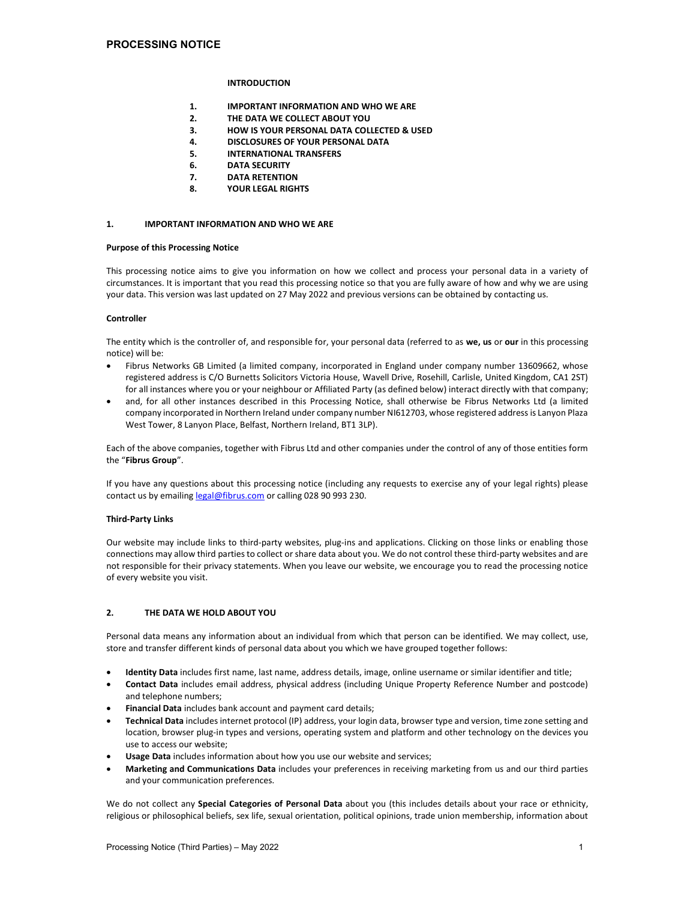# PROCESSING NOTICE

**INTRODUCTION**

1. **IMPORTANT INFORMATION AND WHO WE ARE**
2. **THE DATA WE COLLECT ABOUT YOU**
3. **HOW IS YOUR PERSONAL DATA COLLECTED & USED**
4. **DISCLOSURES OF YOUR PERSONAL DATA**
5. **INTERNATIONAL TRANSFERS**
6. **DATA SECURITY**
7. **DATA RETENTION**
8. **YOUR LEGAL RIGHTS**

## 1. IMPORTANT INFORMATION AND WHO WE ARE

**Purpose of this Processing Notice**

This processing notice aims to give you information on how we collect and process your personal data in a variety of circumstances. It is important that you read this processing notice so that you are fully aware of how and why we are using your data. This version was last updated on 27 May 2022 and previous versions can be obtained by contacting us.

**Controller**

The entity which is the controller of, and responsible for, your personal data (referred to as **we, us** or **our** in this processing notice) will be:

- Fibrus Networks GB Limited (a limited company, incorporated in England under company number 13609662, whose registered address is C/O Burnetts Solicitors Victoria House, Wavell Drive, Rosehill, Carlisle, United Kingdom, CA1 2ST) for all instances where you or your neighbour or Affiliated Party (as defined below) interact directly with that company;
- and, for all other instances described in this Processing Notice, shall otherwise be Fibrus Networks Ltd (a limited company incorporated in Northern Ireland under company number NI612703, whose registered address is Lanyon Plaza West Tower, 8 Lanyon Place, Belfast, Northern Ireland, BT1 3LP).

Each of the above companies, together with Fibrus Ltd and other companies under the control of any of those entities form the "**Fibrus Group**".

If you have any questions about this processing notice (including any requests to exercise any of your legal rights) please contact us by emailing legal@fibrus.com or calling 028 90 993 230.

**Third-Party Links**

Our website may include links to third-party websites, plug-ins and applications. Clicking on those links or enabling those connections may allow third parties to collect or share data about you. We do not control these third-party websites and are not responsible for their privacy statements. When you leave our website, we encourage you to read the processing notice of every website you visit.

## 2. THE DATA WE HOLD ABOUT YOU

Personal data means any information about an individual from which that person can be identified. We may collect, use, store and transfer different kinds of personal data about you which we have grouped together follows:

- **Identity Data** includes first name, last name, address details, image, online username or similar identifier and title;
- **Contact Data** includes email address, physical address (including Unique Property Reference Number and postcode) and telephone numbers;
- **Financial Data** includes bank account and payment card details;
- **Technical Data** includes internet protocol (IP) address, your login data, browser type and version, time zone setting and location, browser plug-in types and versions, operating system and platform and other technology on the devices you use to access our website;
- **Usage Data** includes information about how you use our website and services;
- **Marketing and Communications Data** includes your preferences in receiving marketing from us and our third parties and your communication preferences.

We do not collect any **Special Categories of Personal Data** about you (this includes details about your race or ethnicity, religious or philosophical beliefs, sex life, sexual orientation, political opinions, trade union membership, information about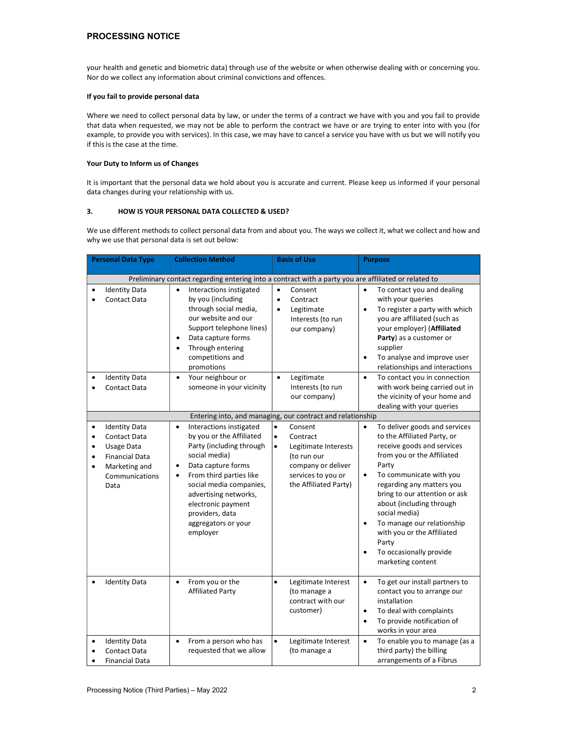your health and genetic and biometric data) through use of the website or when otherwise dealing with or concerning you. Nor do we collect any information about criminal convictions and offences.

**If you fail to provide personal data**

Where we need to collect personal data by law, or under the terms of a contract we have with you and you fail to provide that data when requested, we may not be able to perform the contract we have or are trying to enter into with you (for example, to provide you with services). In this case, we may have to cancel a service you have with us but we will notify you if this is the case at the time.

**Your Duty to Inform us of Changes**

It is important that the personal data we hold about you is accurate and current. Please keep us informed if your personal data changes during your relationship with us.

## 3. HOW IS YOUR PERSONAL DATA COLLECTED & USED?

We use different methods to collect personal data from and about you. The ways we collect it, what we collect and how and why we use that personal data is set out below:

| Personal Data Type | Collection Method | Basis of Use | Purpose |
|---|---|---|---|
| Preliminary contact regarding entering into a contract with a party you are affiliated or related to | | | |
| • Identity Data<br>• Contact Data | • Interactions instigated by you (including through social media, our website and our Support telephone lines)<br>• Data capture forms<br>• Through entering competitions and promotions | • Consent<br>• Contract<br>• Legitimate Interests (to run our company) | • To contact you and dealing with your queries<br>• To register a party with which you are affiliated (such as your employer) (**Affiliated Party**) as a customer or supplier<br>• To analyse and improve user relationships and interactions |
| • Identity Data<br>• Contact Data | • Your neighbour or someone in your vicinity | • Legitimate Interests (to run our company) | • To contact you in connection with work being carried out in the vicinity of your home and dealing with your queries |
| Entering into, and managing, our contract and relationship | | | |
| • Identity Data<br>• Contact Data<br>• Usage Data<br>• Financial Data<br>• Marketing and Communications Data | • Interactions instigated by you or the Affiliated Party (including through social media)<br>• Data capture forms<br>• From third parties like social media companies, advertising networks, electronic payment providers, data aggregators or your employer | • Consent<br>• Contract<br>• Legitimate Interests (to run our company or deliver services to you or the Affiliated Party) | • To deliver goods and services to the Affiliated Party, or receive goods and services from you or the Affiliated Party<br>• To communicate with you regarding any matters you bring to our attention or ask about (including through social media)<br>• To manage our relationship with you or the Affiliated Party<br>• To occasionally provide marketing content |
| • Identity Data | • From you or the Affiliated Party | • Legitimate Interest (to manage a contract with our customer) | • To get our install partners to contact you to arrange our installation<br>• To deal with complaints<br>• To provide notification of works in your area |
| • Identity Data<br>• Contact Data<br>• Financial Data | • From a person who has requested that we allow | • Legitimate Interest (to manage a | • To enable you to manage (as a third party) the billing arrangements of a Fibrus |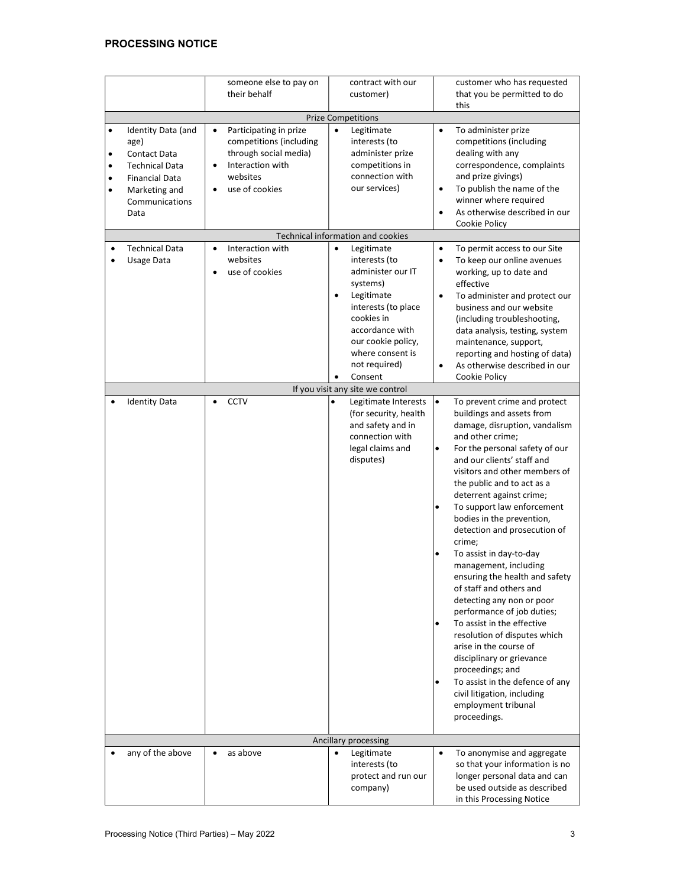| | | | |
|---|---|---|---|
| | someone else to pay on their behalf | contract with our customer) | customer who has requested that you be permitted to do this |
| **Prize Competitions** | | | |
| • Identity Data (and age)<br>• Contact Data<br>• Technical Data<br>• Financial Data<br>• Marketing and Communications Data | • Participating in prize competitions (including through social media)<br>• Interaction with websites<br>• use of cookies | • Legitimate interests (to administer prize competitions in connection with our services) | • To administer prize competitions (including dealing with any correspondence, complaints and prize givings)<br>• To publish the name of the winner where required<br>• As otherwise described in our Cookie Policy |
| **Technical information and cookies** | | | |
| • Technical Data<br>• Usage Data | • Interaction with websites<br>• use of cookies | • Legitimate interests (to administer our IT systems)<br>• Legitimate interests (to place cookies in accordance with our cookie policy, where consent is not required)<br>• Consent | • To permit access to our Site<br>• To keep our online avenues working, up to date and effective<br>• To administer and protect our business and our website (including troubleshooting, data analysis, testing, system maintenance, support, reporting and hosting of data)<br>• As otherwise described in our Cookie Policy |
| **If you visit any site we control** | | | |
| • Identity Data | • CCTV | • Legitimate Interests (for security, health and safety and in connection with legal claims and disputes) | • To prevent crime and protect buildings and assets from damage, disruption, vandalism and other crime;<br>• For the personal safety of our and our clients' staff and visitors and other members of the public and to act as a deterrent against crime;<br>• To support law enforcement bodies in the prevention, detection and prosecution of crime;<br>• To assist in day-to-day management, including ensuring the health and safety of staff and others and detecting any non or poor performance of job duties;<br>• To assist in the effective resolution of disputes which arise in the course of disciplinary or grievance proceedings; and<br>• To assist in the defence of any civil litigation, including employment tribunal proceedings. |
| **Ancillary processing** | | | |
| • any of the above | • as above | • Legitimate interests (to protect and run our company) | • To anonymise and aggregate so that your information is no longer personal data and can be used outside as described in this Processing Notice |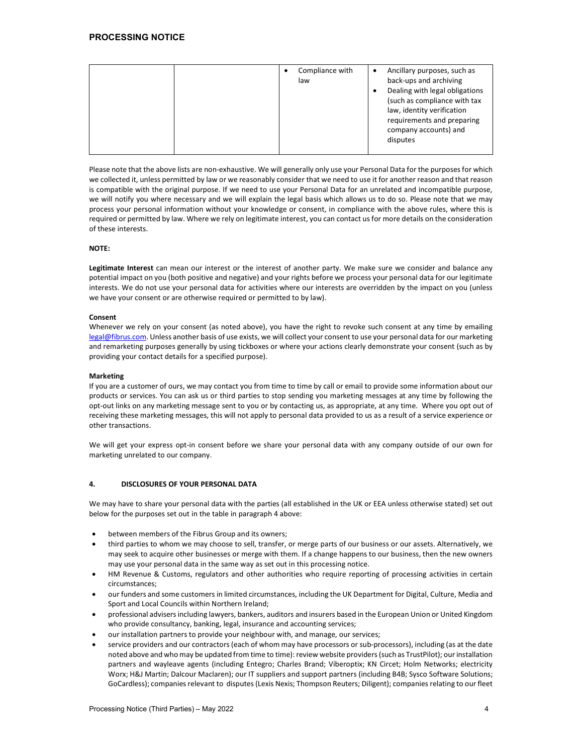| | | • Compliance with law | • Ancillary purposes, such as back-ups and archiving<br>• Dealing with legal obligations (such as compliance with tax law, identity verification requirements and preparing company accounts) and disputes |
|---|---|---|---|

Please note that the above lists are non-exhaustive. We will generally only use your Personal Data for the purposes for which we collected it, unless permitted by law or we reasonably consider that we need to use it for another reason and that reason is compatible with the original purpose. If we need to use your Personal Data for an unrelated and incompatible purpose, we will notify you where necessary and we will explain the legal basis which allows us to do so. Please note that we may process your personal information without your knowledge or consent, in compliance with the above rules, where this is required or permitted by law. Where we rely on legitimate interest, you can contact us for more details on the consideration of these interests.

**NOTE:**

**Legitimate Interest** can mean our interest or the interest of another party. We make sure we consider and balance any potential impact on you (both positive and negative) and your rights before we process your personal data for our legitimate interests. We do not use your personal data for activities where our interests are overridden by the impact on you (unless we have your consent or are otherwise required or permitted to by law).

**Consent**

Whenever we rely on your consent (as noted above), you have the right to revoke such consent at any time by emailing legal@fibrus.com. Unless another basis of use exists, we will collect your consent to use your personal data for our marketing and remarketing purposes generally by using tickboxes or where your actions clearly demonstrate your consent (such as by providing your contact details for a specified purpose).

**Marketing**

If you are a customer of ours, we may contact you from time to time by call or email to provide some information about our products or services. You can ask us or third parties to stop sending you marketing messages at any time by following the opt-out links on any marketing message sent to you or by contacting us, as appropriate, at any time. Where you opt out of receiving these marketing messages, this will not apply to personal data provided to us as a result of a service experience or other transactions.

We will get your express opt-in consent before we share your personal data with any company outside of our own for marketing unrelated to our company.

## 4. DISCLOSURES OF YOUR PERSONAL DATA

We may have to share your personal data with the parties (all established in the UK or EEA unless otherwise stated) set out below for the purposes set out in the table in paragraph 4 above:

- between members of the Fibrus Group and its owners;
- third parties to whom we may choose to sell, transfer, or merge parts of our business or our assets. Alternatively, we may seek to acquire other businesses or merge with them. If a change happens to our business, then the new owners may use your personal data in the same way as set out in this processing notice.
- HM Revenue & Customs, regulators and other authorities who require reporting of processing activities in certain circumstances;
- our funders and some customers in limited circumstances, including the UK Department for Digital, Culture, Media and Sport and Local Councils within Northern Ireland;
- professional advisers including lawyers, bankers, auditors and insurers based in the European Union or United Kingdom who provide consultancy, banking, legal, insurance and accounting services;
- our installation partners to provide your neighbour with, and manage, our services;
- service providers and our contractors (each of whom may have processors or sub-processors), including (as at the date noted above and who may be updated from time to time): review website providers (such as TrustPilot); our installation partners and wayleave agents (including Entegro; Charles Brand; Viberoptix; KN Circet; Holm Networks; electricity Worx; H&J Martin; Dalcour Maclaren); our IT suppliers and support partners (including B4B; Sysco Software Solutions; GoCardless); companies relevant to disputes (Lexis Nexis; Thompson Reuters; Diligent); companies relating to our fleet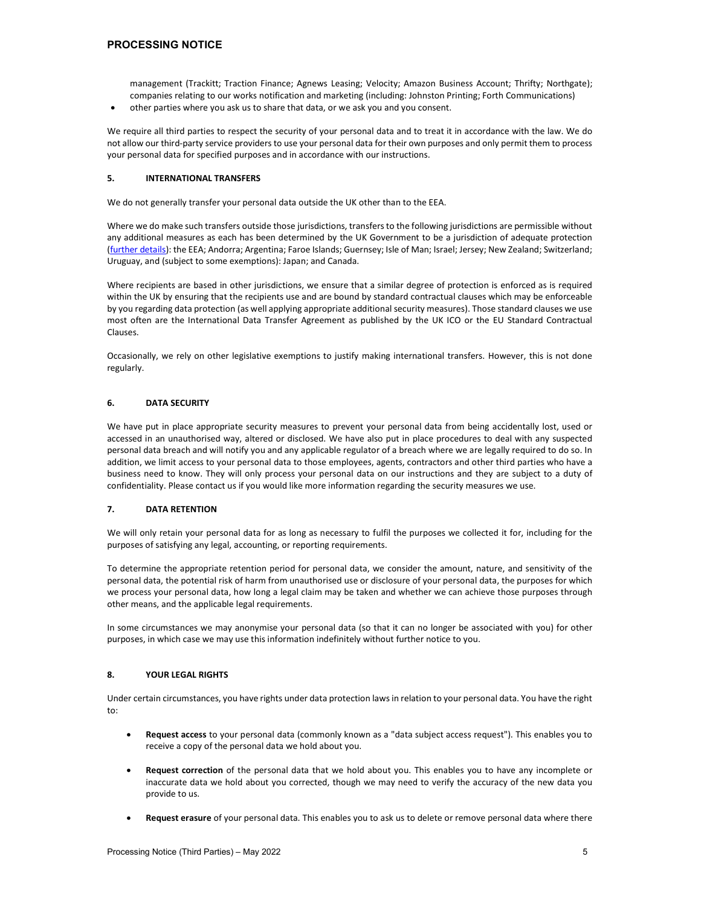management (Trackitt; Traction Finance; Agnews Leasing; Velocity; Amazon Business Account; Thrifty; Northgate); companies relating to our works notification and marketing (including: Johnston Printing; Forth Communications)

- other parties where you ask us to share that data, or we ask you and you consent.

We require all third parties to respect the security of your personal data and to treat it in accordance with the law. We do not allow our third-party service providers to use your personal data for their own purposes and only permit them to process your personal data for specified purposes and in accordance with our instructions.

## 5. INTERNATIONAL TRANSFERS

We do not generally transfer your personal data outside the UK other than to the EEA.

Where we do make such transfers outside those jurisdictions, transfers to the following jurisdictions are permissible without any additional measures as each has been determined by the UK Government to be a jurisdiction of adequate protection (further details): the EEA; Andorra; Argentina; Faroe Islands; Guernsey; Isle of Man; Israel; Jersey; New Zealand; Switzerland; Uruguay, and (subject to some exemptions): Japan; and Canada.

Where recipients are based in other jurisdictions, we ensure that a similar degree of protection is enforced as is required within the UK by ensuring that the recipients use and are bound by standard contractual clauses which may be enforceable by you regarding data protection (as well applying appropriate additional security measures). Those standard clauses we use most often are the International Data Transfer Agreement as published by the UK ICO or the EU Standard Contractual Clauses.

Occasionally, we rely on other legislative exemptions to justify making international transfers. However, this is not done regularly.

## 6. DATA SECURITY

We have put in place appropriate security measures to prevent your personal data from being accidentally lost, used or accessed in an unauthorised way, altered or disclosed. We have also put in place procedures to deal with any suspected personal data breach and will notify you and any applicable regulator of a breach where we are legally required to do so. In addition, we limit access to your personal data to those employees, agents, contractors and other third parties who have a business need to know. They will only process your personal data on our instructions and they are subject to a duty of confidentiality. Please contact us if you would like more information regarding the security measures we use.

## 7. DATA RETENTION

We will only retain your personal data for as long as necessary to fulfil the purposes we collected it for, including for the purposes of satisfying any legal, accounting, or reporting requirements.

To determine the appropriate retention period for personal data, we consider the amount, nature, and sensitivity of the personal data, the potential risk of harm from unauthorised use or disclosure of your personal data, the purposes for which we process your personal data, how long a legal claim may be taken and whether we can achieve those purposes through other means, and the applicable legal requirements.

In some circumstances we may anonymise your personal data (so that it can no longer be associated with you) for other purposes, in which case we may use this information indefinitely without further notice to you.

## 8. YOUR LEGAL RIGHTS

Under certain circumstances, you have rights under data protection laws in relation to your personal data. You have the right to:

- **Request access** to your personal data (commonly known as a "data subject access request"). This enables you to receive a copy of the personal data we hold about you.

- **Request correction** of the personal data that we hold about you. This enables you to have any incomplete or inaccurate data we hold about you corrected, though we may need to verify the accuracy of the new data you provide to us.

- **Request erasure** of your personal data. This enables you to ask us to delete or remove personal data where there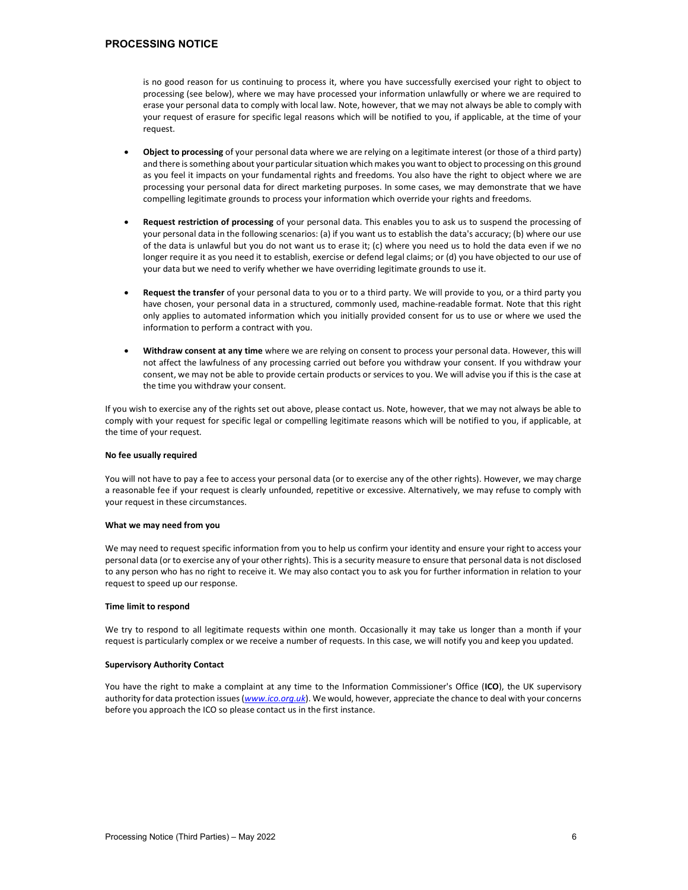is no good reason for us continuing to process it, where you have successfully exercised your right to object to processing (see below), where we may have processed your information unlawfully or where we are required to erase your personal data to comply with local law. Note, however, that we may not always be able to comply with your request of erasure for specific legal reasons which will be notified to you, if applicable, at the time of your request.

- **Object to processing** of your personal data where we are relying on a legitimate interest (or those of a third party) and there is something about your particular situation which makes you want to object to processing on this ground as you feel it impacts on your fundamental rights and freedoms. You also have the right to object where we are processing your personal data for direct marketing purposes. In some cases, we may demonstrate that we have compelling legitimate grounds to process your information which override your rights and freedoms.

- **Request restriction of processing** of your personal data. This enables you to ask us to suspend the processing of your personal data in the following scenarios: (a) if you want us to establish the data's accuracy; (b) where our use of the data is unlawful but you do not want us to erase it; (c) where you need us to hold the data even if we no longer require it as you need it to establish, exercise or defend legal claims; or (d) you have objected to our use of your data but we need to verify whether we have overriding legitimate grounds to use it.

- **Request the transfer** of your personal data to you or to a third party. We will provide to you, or a third party you have chosen, your personal data in a structured, commonly used, machine-readable format. Note that this right only applies to automated information which you initially provided consent for us to use or where we used the information to perform a contract with you.

- **Withdraw consent at any time** where we are relying on consent to process your personal data. However, this will not affect the lawfulness of any processing carried out before you withdraw your consent. If you withdraw your consent, we may not be able to provide certain products or services to you. We will advise you if this is the case at the time you withdraw your consent.

If you wish to exercise any of the rights set out above, please contact us. Note, however, that we may not always be able to comply with your request for specific legal or compelling legitimate reasons which will be notified to you, if applicable, at the time of your request.

**No fee usually required**

You will not have to pay a fee to access your personal data (or to exercise any of the other rights). However, we may charge a reasonable fee if your request is clearly unfounded, repetitive or excessive. Alternatively, we may refuse to comply with your request in these circumstances.

**What we may need from you**

We may need to request specific information from you to help us confirm your identity and ensure your right to access your personal data (or to exercise any of your other rights). This is a security measure to ensure that personal data is not disclosed to any person who has no right to receive it. We may also contact you to ask you for further information in relation to your request to speed up our response.

**Time limit to respond**

We try to respond to all legitimate requests within one month. Occasionally it may take us longer than a month if your request is particularly complex or we receive a number of requests. In this case, we will notify you and keep you updated.

**Supervisory Authority Contact**

You have the right to make a complaint at any time to the Information Commissioner's Office (**ICO**), the UK supervisory authority for data protection issues (*www.ico.org.uk*). We would, however, appreciate the chance to deal with your concerns before you approach the ICO so please contact us in the first instance.